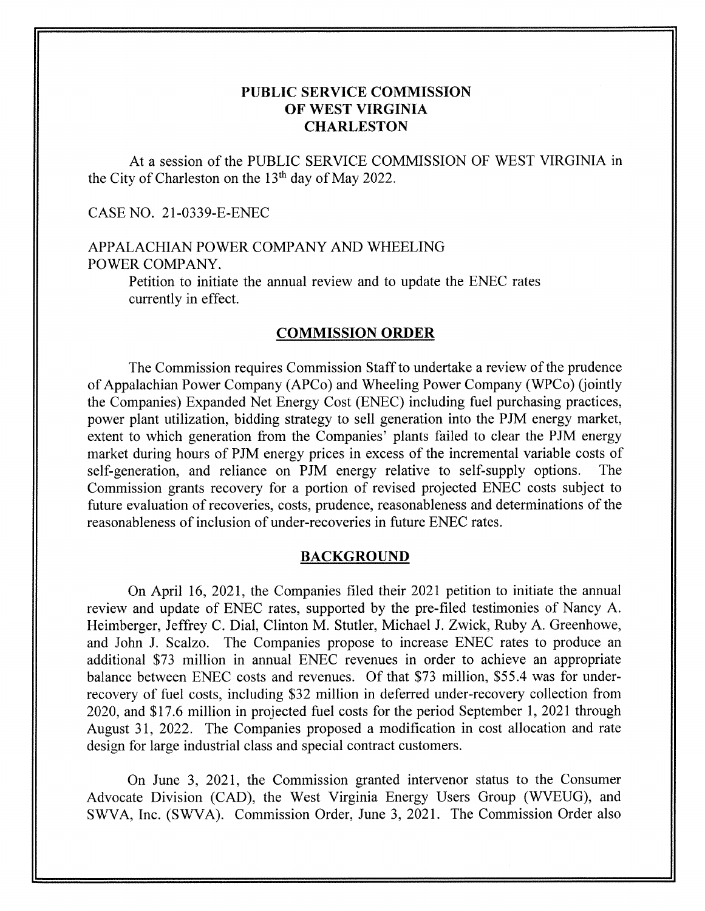# PUBLIC SERVICE COMMISSION OF WEST VIRGINIA CHARLESTON

At a session of the PUBLIC SERVICE COMMISSION OF WEST VIRGINIA in the City of Charleston on the 13th day of May 2022.

CASE NO. 21-0339-E-ENEC

APPALACHIAN POWER COMPANY AND WHEELING POWER COMPANY.

Petition to initiate the annual review and to update the ENEC rates currently in effect.

## COMMISSION ORDER

The Commission requires Commission Staff to undertake a review of the prudence of Appalachian Power Company (APCo) and Wheeling Power Company (WPCo) (jointly the Companies) Expanded Net Energy Cost (ENEC) including fuel purchasing practices, power plant utilization, bidding strategy to sell generation into the PJM energy market, extent to which generation from the Companies' plants failed to clear the PJM energy market during hours of PJM energy prices in excess of the incremental variable costs of self-generation, and reliance on PJM energy relative to self-supply options. The Commission grants recovery for a portion of revised projected ENEC costs subject to future evaluation of recoveries, costs, prudence, reasonableness and determinations of the reasonableness of inclusion of under-recoveries in future ENEC rates.

## BACKGROUND

On April 16, 2021, the Companies filed their 2021 petition to initiate the annual review and update of ENEC rates, supported by the pre-filed testimonies of Nancy A. Heimberger, Jeffrey C. Dial, Clinton M. Stutler, Michael J. Zwick, Ruby A. Greenhowe, and John J. Scalzo. The Companies propose to increase ENEC rates to produce an additional $73 million in annual ENEC revenues in order to achieve an appropriate balance between ENEC costs and revenues. Of that $73 million, $55.4 was for under-recovery of fuel costs, including $32 million in deferred under-recovery collection from 2020, and $17.6 million in projected fuel costs for the period September 1, 2021 through August 31, 2022. The Companies proposed a modification in cost allocation and rate design for large industrial class and special contract customers.

On June 3, 2021, the Commission granted intervenor status to the Consumer Advocate Division (CAD), the West Virginia Energy Users Group (WVEUG), and SWVA, Inc. (SWVA). Commission Order, June 3, 2021. The Commission Order also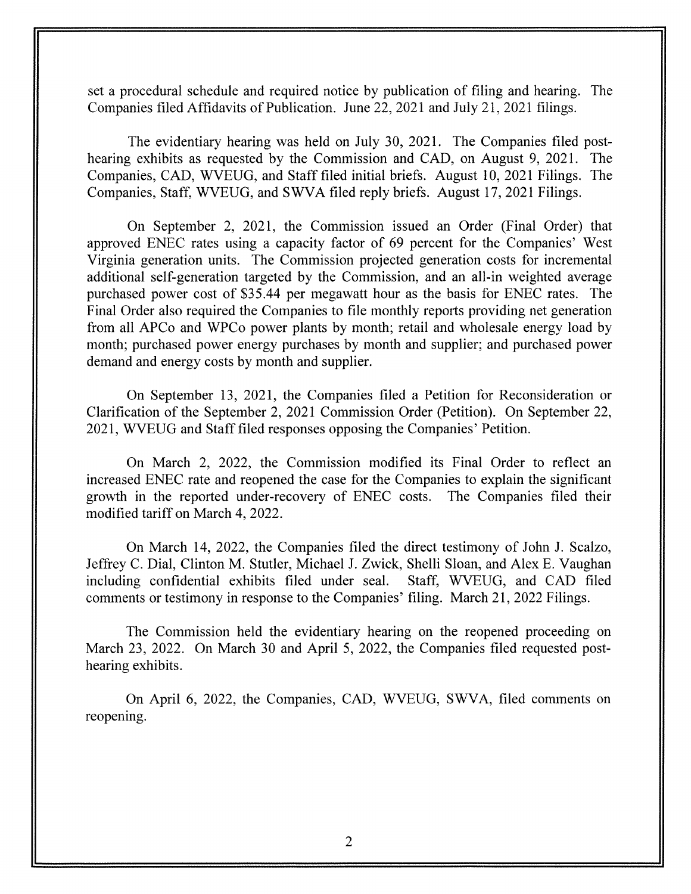set a procedural schedule and required notice by publication of filing and hearing. The Companies filed Affidavits of Publication. June 22, 2021 and July 21, 2021 filings.

The evidentiary hearing was held on July 30, 2021. The Companies filed post-hearing exhibits as requested by the Commission and CAD, on August 9, 2021. The Companies, CAD, WVEUG, and Staff filed initial briefs. August 10, 2021 Filings. The Companies, Staff, WVEUG, and SWVA filed reply briefs. August 17, 2021 Filings.

On September 2, 2021, the Commission issued an Order (Final Order) that approved ENEC rates using a capacity factor of 69 percent for the Companies' West Virginia generation units. The Commission projected generation costs for incremental additional self-generation targeted by the Commission, and an all-in weighted average purchased power cost of $35.44 per megawatt hour as the basis for ENEC rates. The Final Order also required the Companies to file monthly reports providing net generation from all APCo and WPCo power plants by month; retail and wholesale energy load by month; purchased power energy purchases by month and supplier; and purchased power demand and energy costs by month and supplier.

On September 13, 2021, the Companies filed a Petition for Reconsideration or Clarification of the September 2, 2021 Commission Order (Petition). On September 22, 2021, WVEUG and Staff filed responses opposing the Companies' Petition.

On March 2, 2022, the Commission modified its Final Order to reflect an increased ENEC rate and reopened the case for the Companies to explain the significant growth in the reported under-recovery of ENEC costs. The Companies filed their modified tariff on March 4, 2022.

On March 14, 2022, the Companies filed the direct testimony of John J. Scalzo, Jeffrey C. Dial, Clinton M. Stutler, Michael J. Zwick, Shelli Sloan, and Alex E. Vaughan including confidential exhibits filed under seal. Staff, WVEUG, and CAD filed comments or testimony in response to the Companies' filing. March 21, 2022 Filings.

The Commission held the evidentiary hearing on the reopened proceeding on March 23, 2022. On March 30 and April 5, 2022, the Companies filed requested post-hearing exhibits.

On April 6, 2022, the Companies, CAD, WVEUG, SWVA, filed comments on reopening.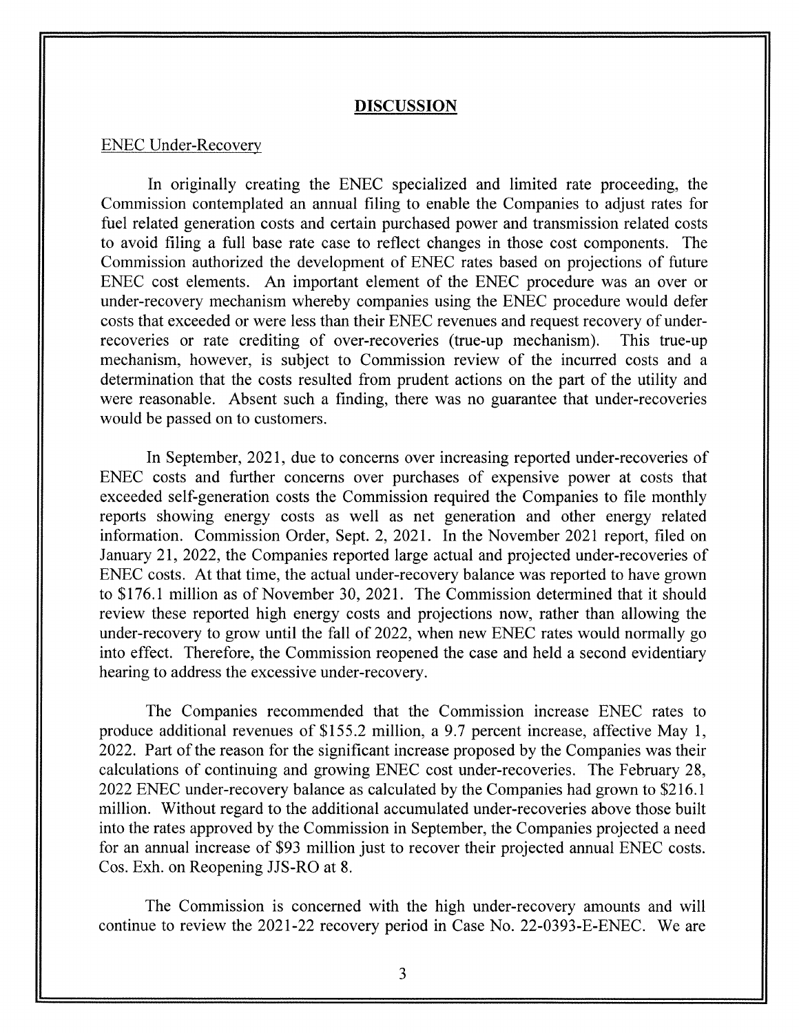## DISCUSSION

ENEC Under-Recovery

In originally creating the ENEC specialized and limited rate proceeding, the Commission contemplated an annual filing to enable the Companies to adjust rates for fuel related generation costs and certain purchased power and transmission related costs to avoid filing a full base rate case to reflect changes in those cost components. The Commission authorized the development of ENEC rates based on projections of future ENEC cost elements. An important element of the ENEC procedure was an over or under-recovery mechanism whereby companies using the ENEC procedure would defer costs that exceeded or were less than their ENEC revenues and request recovery of under-recoveries or rate crediting of over-recoveries (true-up mechanism). This true-up mechanism, however, is subject to Commission review of the incurred costs and a determination that the costs resulted from prudent actions on the part of the utility and were reasonable. Absent such a finding, there was no guarantee that under-recoveries would be passed on to customers.

In September, 2021, due to concerns over increasing reported under-recoveries of ENEC costs and further concerns over purchases of expensive power at costs that exceeded self-generation costs the Commission required the Companies to file monthly reports showing energy costs as well as net generation and other energy related information. Commission Order, Sept. 2, 2021. In the November 2021 report, filed on January 21, 2022, the Companies reported large actual and projected under-recoveries of ENEC costs. At that time, the actual under-recovery balance was reported to have grown to $176.1 million as of November 30, 2021. The Commission determined that it should review these reported high energy costs and projections now, rather than allowing the under-recovery to grow until the fall of 2022, when new ENEC rates would normally go into effect. Therefore, the Commission reopened the case and held a second evidentiary hearing to address the excessive under-recovery.

The Companies recommended that the Commission increase ENEC rates to produce additional revenues of $155.2 million, a 9.7 percent increase, affective May 1, 2022. Part of the reason for the significant increase proposed by the Companies was their calculations of continuing and growing ENEC cost under-recoveries. The February 28, 2022 ENEC under-recovery balance as calculated by the Companies had grown to $216.1 million. Without regard to the additional accumulated under-recoveries above those built into the rates approved by the Commission in September, the Companies projected a need for an annual increase of $93 million just to recover their projected annual ENEC costs. Cos. Exh. on Reopening JJS-RO at 8.

The Commission is concerned with the high under-recovery amounts and will continue to review the 2021-22 recovery period in Case No. 22-0393-E-ENEC. We are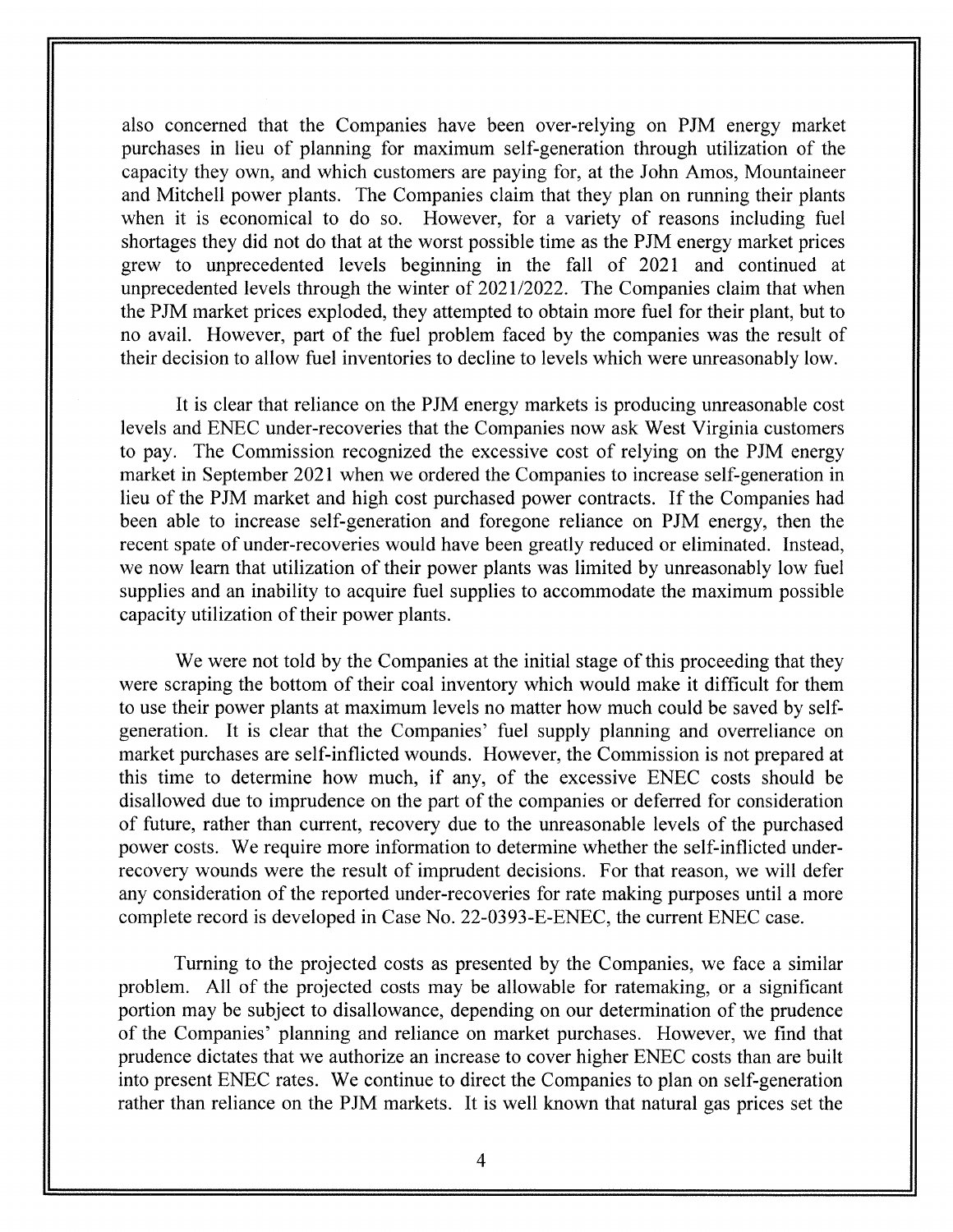also concerned that the Companies have been over-relying on PJM energy market purchases in lieu of planning for maximum self-generation through utilization of the capacity they own, and which customers are paying for, at the John Amos, Mountaineer and Mitchell power plants. The Companies claim that they plan on running their plants when it is economical to do so. However, for a variety of reasons including fuel shortages they did not do that at the worst possible time as the PJM energy market prices grew to unprecedented levels beginning in the fall of 2021 and continued at unprecedented levels through the winter of 2021/2022. The Companies claim that when the PJM market prices exploded, they attempted to obtain more fuel for their plant, but to no avail. However, part of the fuel problem faced by the companies was the result of their decision to allow fuel inventories to decline to levels which were unreasonably low.

It is clear that reliance on the PJM energy markets is producing unreasonable cost levels and ENEC under-recoveries that the Companies now ask West Virginia customers to pay. The Commission recognized the excessive cost of relying on the PJM energy market in September 2021 when we ordered the Companies to increase self-generation in lieu of the PJM market and high cost purchased power contracts. If the Companies had been able to increase self-generation and foregone reliance on PJM energy, then the recent spate of under-recoveries would have been greatly reduced or eliminated. Instead, we now learn that utilization of their power plants was limited by unreasonably low fuel supplies and an inability to acquire fuel supplies to accommodate the maximum possible capacity utilization of their power plants.

We were not told by the Companies at the initial stage of this proceeding that they were scraping the bottom of their coal inventory which would make it difficult for them to use their power plants at maximum levels no matter how much could be saved by self-generation. It is clear that the Companies' fuel supply planning and overreliance on market purchases are self-inflicted wounds. However, the Commission is not prepared at this time to determine how much, if any, of the excessive ENEC costs should be disallowed due to imprudence on the part of the companies or deferred for consideration of future, rather than current, recovery due to the unreasonable levels of the purchased power costs. We require more information to determine whether the self-inflicted under-recovery wounds were the result of imprudent decisions. For that reason, we will defer any consideration of the reported under-recoveries for rate making purposes until a more complete record is developed in Case No. 22-0393-E-ENEC, the current ENEC case.

Turning to the projected costs as presented by the Companies, we face a similar problem. All of the projected costs may be allowable for ratemaking, or a significant portion may be subject to disallowance, depending on our determination of the prudence of the Companies' planning and reliance on market purchases. However, we find that prudence dictates that we authorize an increase to cover higher ENEC costs than are built into present ENEC rates. We continue to direct the Companies to plan on self-generation rather than reliance on the PJM markets. It is well known that natural gas prices set the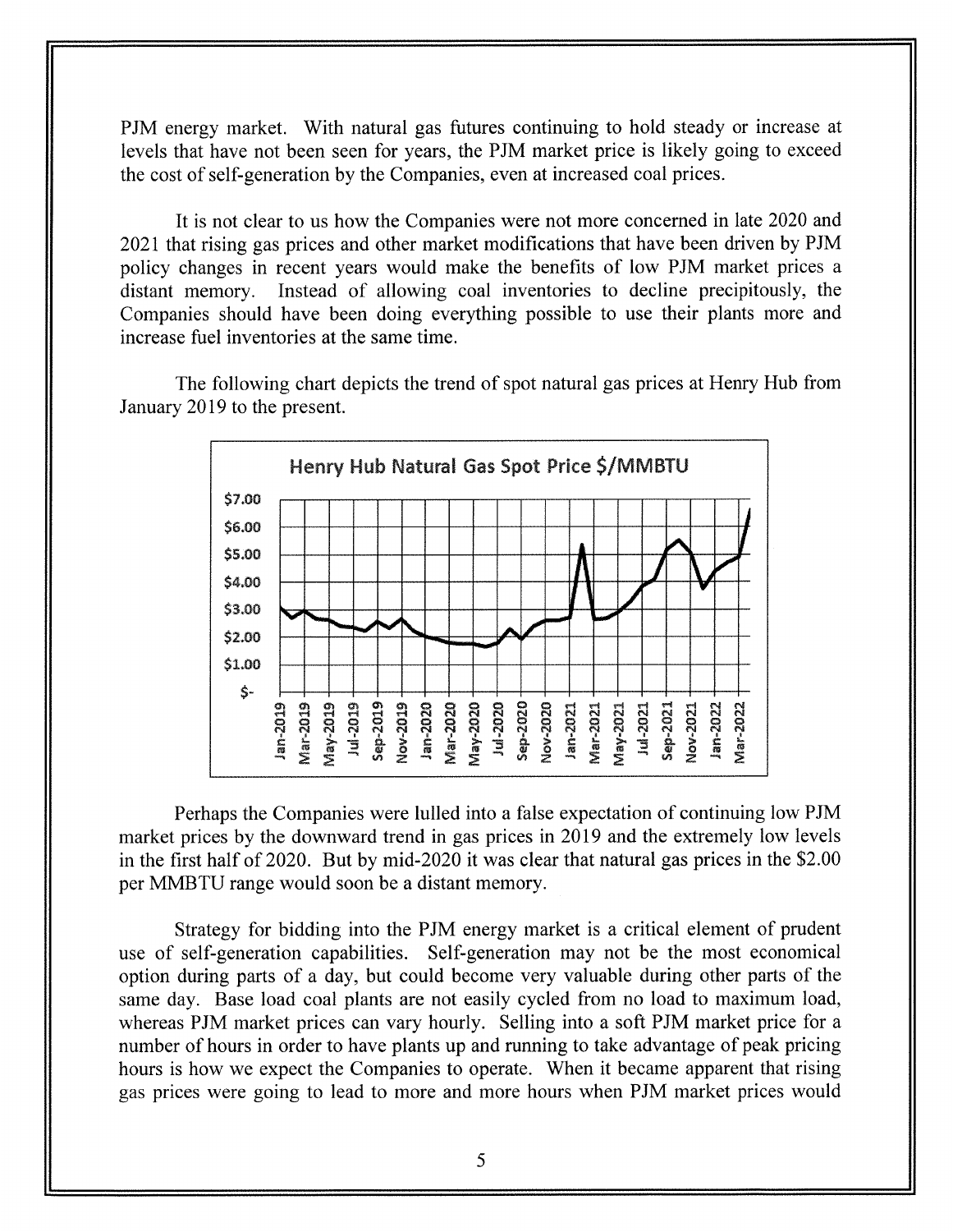PJM energy market. With natural gas futures continuing to hold steady or increase at levels that have not been seen for years, the PJM market price is likely going to exceed the cost of self-generation by the Companies, even at increased coal prices.

It is not clear to us how the Companies were not more concerned in late 2020 and 2021 that rising gas prices and other market modifications that have been driven by PJM policy changes in recent years would make the benefits of low PJM market prices a distant memory. Instead of allowing coal inventories to decline precipitously, the Companies should have been doing everything possible to use their plants more and increase fuel inventories at the same time.

The following chart depicts the trend of spot natural gas prices at Henry Hub from January 2019 to the present.

Perhaps the Companies were lulled into a false expectation of continuing low PJM market prices by the downward trend in gas prices in 2019 and the extremely low levels in the first half of 2020. But by mid-2020 it was clear that natural gas prices in the $2.00 per MMBTU range would soon be a distant memory.

Strategy for bidding into the PJM energy market is a critical element of prudent use of self-generation capabilities. Self-generation may not be the most economical option during parts of a day, but could become very valuable during other parts of the same day. Base load coal plants are not easily cycled from no load to maximum load, whereas PJM market prices can vary hourly. Selling into a soft PJM market price for a number of hours in order to have plants up and running to take advantage of peak pricing hours is how we expect the Companies to operate. When it became apparent that rising gas prices were going to lead to more and more hours when PJM market prices would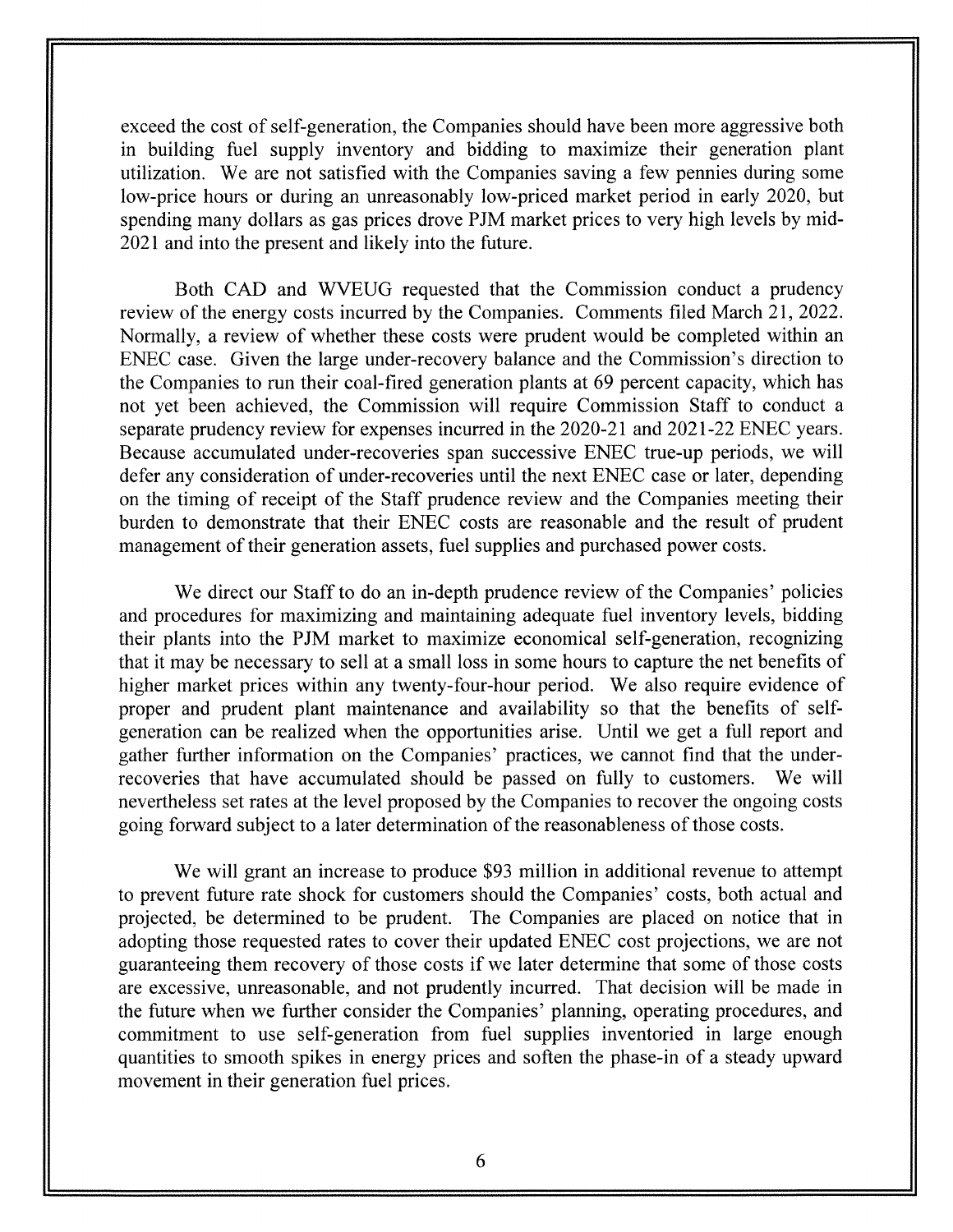exceed the cost of self-generation, the Companies should have been more aggressive both in building fuel supply inventory and bidding to maximize their generation plant utilization. We are not satisfied with the Companies saving a few pennies during some low-price hours or during an unreasonably low-priced market period in early 2020, but spending many dollars as gas prices drove PJM market prices to very high levels by mid-2021 and into the present and likely into the future.

Both CAD and WVEUG requested that the Commission conduct a prudency review of the energy costs incurred by the Companies. Comments filed March 21, 2022. Normally, a review of whether these costs were prudent would be completed within an ENEC case. Given the large under-recovery balance and the Commission's direction to the Companies to run their coal-fired generation plants at 69 percent capacity, which has not yet been achieved, the Commission will require Commission Staff to conduct a separate prudency review for expenses incurred in the 2020-21 and 2021-22 ENEC years. Because accumulated under-recoveries span successive ENEC true-up periods, we will defer any consideration of under-recoveries until the next ENEC case or later, depending on the timing of receipt of the Staff prudence review and the Companies meeting their burden to demonstrate that their ENEC costs are reasonable and the result of prudent management of their generation assets, fuel supplies and purchased power costs.

We direct our Staff to do an in-depth prudence review of the Companies' policies and procedures for maximizing and maintaining adequate fuel inventory levels, bidding their plants into the PJM market to maximize economical self-generation, recognizing that it may be necessary to sell at a small loss in some hours to capture the net benefits of higher market prices within any twenty-four-hour period. We also require evidence of proper and prudent plant maintenance and availability so that the benefits of self-generation can be realized when the opportunities arise. Until we get a full report and gather further information on the Companies' practices, we cannot find that the under-recoveries that have accumulated should be passed on fully to customers. We will nevertheless set rates at the level proposed by the Companies to recover the ongoing costs going forward subject to a later determination of the reasonableness of those costs.

We will grant an increase to produce $93 million in additional revenue to attempt to prevent future rate shock for customers should the Companies' costs, both actual and projected, be determined to be prudent. The Companies are placed on notice that in adopting those requested rates to cover their updated ENEC cost projections, we are not guaranteeing them recovery of those costs if we later determine that some of those costs are excessive, unreasonable, and not prudently incurred. That decision will be made in the future when we further consider the Companies' planning, operating procedures, and commitment to use self-generation from fuel supplies inventoried in large enough quantities to smooth spikes in energy prices and soften the phase-in of a steady upward movement in their generation fuel prices.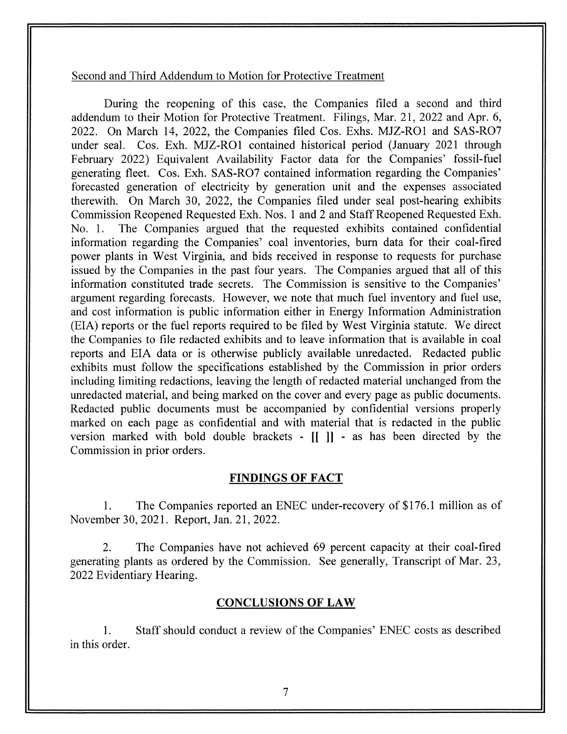Second and Third Addendum to Motion for Protective Treatment

During the reopening of this case, the Companies filed a second and third addendum to their Motion for Protective Treatment. Filings, Mar. 21, 2022 and Apr. 6, 2022. On March 14, 2022, the Companies filed Cos. Exhs. MJZ-RO1 and SAS-RO7 under seal. Cos. Exh. MJZ-RO1 contained historical period (January 2021 through February 2022) Equivalent Availability Factor data for the Companies' fossil-fuel generating fleet. Cos. Exh. SAS-RO7 contained information regarding the Companies' forecasted generation of electricity by generation unit and the expenses associated therewith. On March 30, 2022, the Companies filed under seal post-hearing exhibits Commission Reopened Requested Exh. Nos. 1 and 2 and Staff Reopened Requested Exh. No. 1. The Companies argued that the requested exhibits contained confidential information regarding the Companies' coal inventories, burn data for their coal-fired power plants in West Virginia, and bids received in response to requests for purchase issued by the Companies in the past four years. The Companies argued that all of this information constituted trade secrets. The Commission is sensitive to the Companies' argument regarding forecasts. However, we note that much fuel inventory and fuel use, and cost information is public information either in Energy Information Administration (EIA) reports or the fuel reports required to be filed by West Virginia statute. We direct the Companies to file redacted exhibits and to leave information that is available in coal reports and EIA data or is otherwise publicly available unredacted. Redacted public exhibits must follow the specifications established by the Commission in prior orders including limiting redactions, leaving the length of redacted material unchanged from the unredacted material, and being marked on the cover and every page as public documents. Redacted public documents must be accompanied by confidential versions properly marked on each page as confidential and with material that is redacted in the public version marked with bold double brackets - **[[ ]]** - as has been directed by the Commission in prior orders.

## FINDINGS OF FACT

1. The Companies reported an ENEC under-recovery of $176.1 million as of November 30, 2021. Report, Jan. 21, 2022.

2. The Companies have not achieved 69 percent capacity at their coal-fired generating plants as ordered by the Commission. See generally, Transcript of Mar. 23, 2022 Evidentiary Hearing.

## CONCLUSIONS OF LAW

1. Staff should conduct a review of the Companies' ENEC costs as described in this order.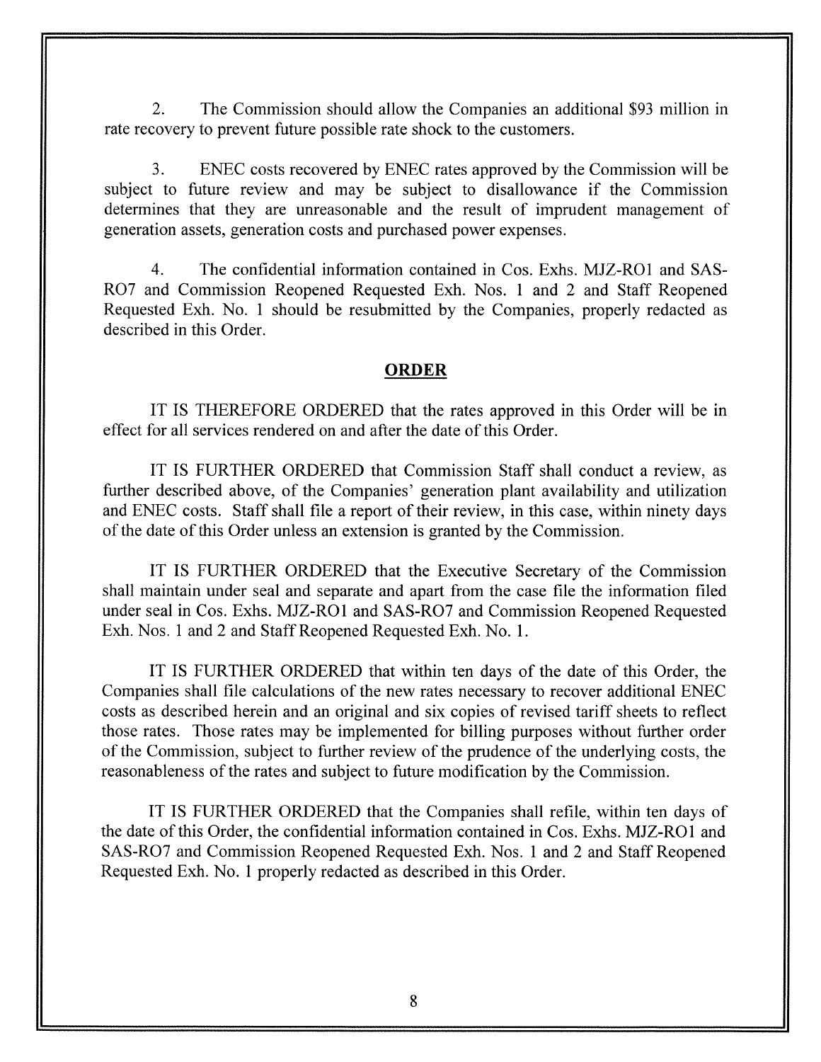2. The Commission should allow the Companies an additional $93 million in rate recovery to prevent future possible rate shock to the customers.

3. ENEC costs recovered by ENEC rates approved by the Commission will be subject to future review and may be subject to disallowance if the Commission determines that they are unreasonable and the result of imprudent management of generation assets, generation costs and purchased power expenses.

4. The confidential information contained in Cos. Exhs. MJZ-RO1 and SAS-RO7 and Commission Reopened Requested Exh. Nos. 1 and 2 and Staff Reopened Requested Exh. No. 1 should be resubmitted by the Companies, properly redacted as described in this Order.

## ORDER

IT IS THEREFORE ORDERED that the rates approved in this Order will be in effect for all services rendered on and after the date of this Order.

IT IS FURTHER ORDERED that Commission Staff shall conduct a review, as further described above, of the Companies' generation plant availability and utilization and ENEC costs. Staff shall file a report of their review, in this case, within ninety days of the date of this Order unless an extension is granted by the Commission.

IT IS FURTHER ORDERED that the Executive Secretary of the Commission shall maintain under seal and separate and apart from the case file the information filed under seal in Cos. Exhs. MJZ-RO1 and SAS-RO7 and Commission Reopened Requested Exh. Nos. 1 and 2 and Staff Reopened Requested Exh. No. 1.

IT IS FURTHER ORDERED that within ten days of the date of this Order, the Companies shall file calculations of the new rates necessary to recover additional ENEC costs as described herein and an original and six copies of revised tariff sheets to reflect those rates. Those rates may be implemented for billing purposes without further order of the Commission, subject to further review of the prudence of the underlying costs, the reasonableness of the rates and subject to future modification by the Commission.

IT IS FURTHER ORDERED that the Companies shall refile, within ten days of the date of this Order, the confidential information contained in Cos. Exhs. MJZ-RO1 and SAS-RO7 and Commission Reopened Requested Exh. Nos. 1 and 2 and Staff Reopened Requested Exh. No. 1 properly redacted as described in this Order.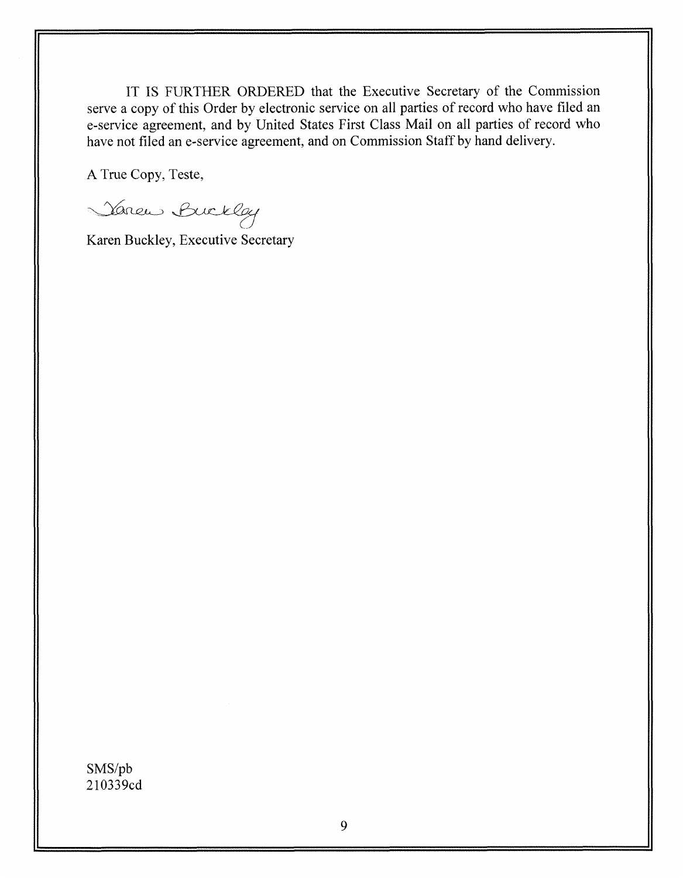IT IS FURTHER ORDERED that the Executive Secretary of the Commission serve a copy of this Order by electronic service on all parties of record who have filed an e-service agreement, and by United States First Class Mail on all parties of record who have not filed an e-service agreement, and on Commission Staff by hand delivery.

A True Copy, Teste,

Karen Buckley

Karen Buckley, Executive Secretary

SMS/pb
210339cd